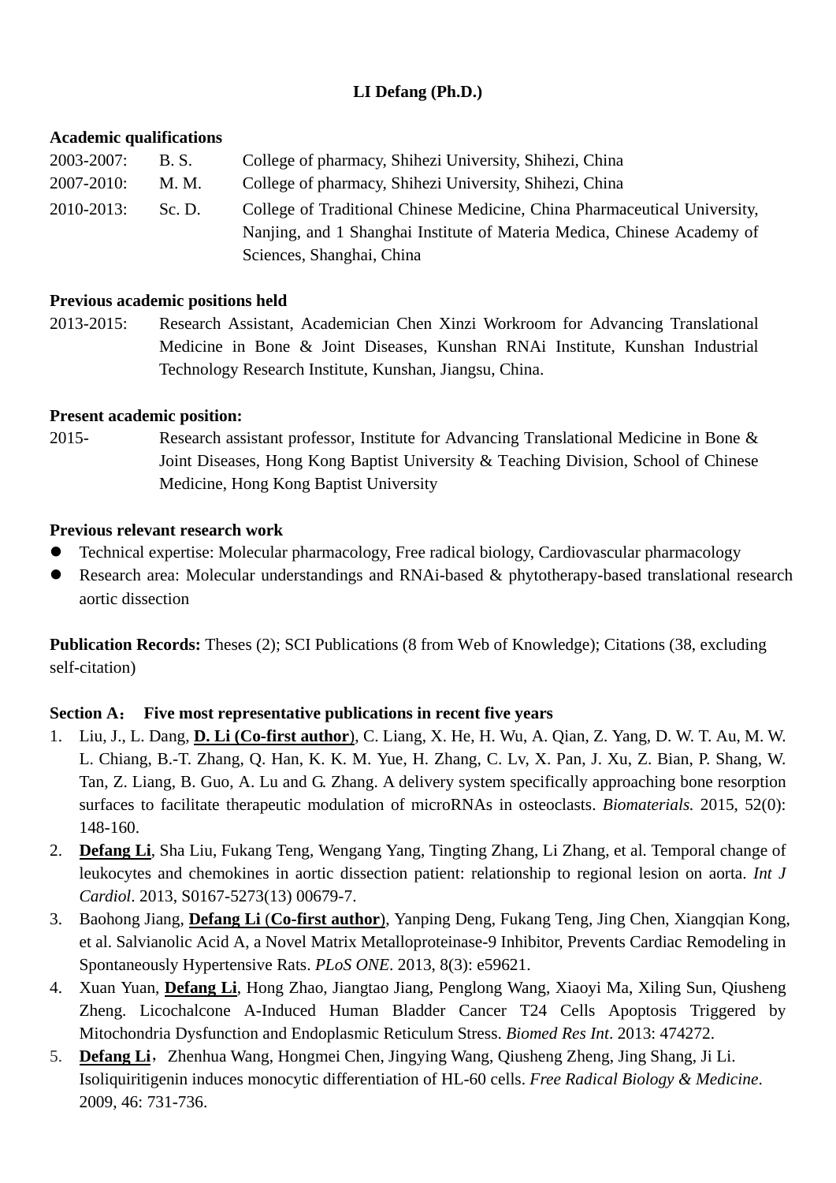**LI Defang (Ph.D.)**

**Academic qualifications**

2003-2007: B. S. College of pharmacy, Shihezi University, Shihezi, China

2007-2010: M. M. College of pharmacy, Shihezi University, Shihezi, China

2010-2013: Sc. D. College of Traditional Chinese Medicine, China Pharmaceutical University, Nanjing, and 1 Shanghai Institute of Materia Medica, Chinese Academy of Sciences, Shanghai, China

**Previous academic positions held**

2013-2015: Research Assistant, Academician Chen Xinzi Workroom for Advancing Translational Medicine in Bone & Joint Diseases, Kunshan RNAi Institute, Kunshan Industrial Technology Research Institute, Kunshan, Jiangsu, China.

**Present academic position:**

2015- Research assistant professor, Institute for Advancing Translational Medicine in Bone & Joint Diseases, Hong Kong Baptist University & Teaching Division, School of Chinese Medicine, Hong Kong Baptist University

**Previous relevant research work**

- Technical expertise: Molecular pharmacology, Free radical biology, Cardiovascular pharmacology
- Research area: Molecular understandings and RNAi-based & phytotherapy-based translational research aortic dissection

**Publication Records:** Theses (2); SCI Publications (8 from Web of Knowledge); Citations (38, excluding self-citation)

**Section A：　Five most representative publications in recent five years**

1. Liu, J., L. Dang, **D. Li (Co-first author**), C. Liang, X. He, H. Wu, A. Qian, Z. Yang, D. W. T. Au, M. W. L. Chiang, B.-T. Zhang, Q. Han, K. K. M. Yue, H. Zhang, C. Lv, X. Pan, J. Xu, Z. Bian, P. Shang, W. Tan, Z. Liang, B. Guo, A. Lu and G. Zhang. A delivery system specifically approaching bone resorption surfaces to facilitate therapeutic modulation of microRNAs in osteoclasts. *Biomaterials*. 2015, 52(0): 148-160.
2. **Defang Li**, Sha Liu, Fukang Teng, Wengang Yang, Tingting Zhang, Li Zhang, et al. Temporal change of leukocytes and chemokines in aortic dissection patient: relationship to regional lesion on aorta. *Int J Cardiol*. 2013, S0167-5273(13) 00679-7.
3. Baohong Jiang, **Defang Li** (**Co-first author**), Yanping Deng, Fukang Teng, Jing Chen, Xiangqian Kong, et al. Salvianolic Acid A, a Novel Matrix Metalloproteinase-9 Inhibitor, Prevents Cardiac Remodeling in Spontaneously Hypertensive Rats. *PLoS ONE*. 2013, 8(3): e59621.
4. Xuan Yuan, **Defang Li**, Hong Zhao, Jiangtao Jiang, Penglong Wang, Xiaoyi Ma, Xiling Sun, Qiusheng Zheng. Licochalcone A-Induced Human Bladder Cancer T24 Cells Apoptosis Triggered by Mitochondria Dysfunction and Endoplasmic Reticulum Stress. *Biomed Res Int*. 2013: 474272.
5. **Defang Li**，Zhenhua Wang, Hongmei Chen, Jingying Wang, Qiusheng Zheng, Jing Shang, Ji Li. Isoliquiritigenin induces monocytic differentiation of HL-60 cells. *Free Radical Biology & Medicine*. 2009, 46: 731-736.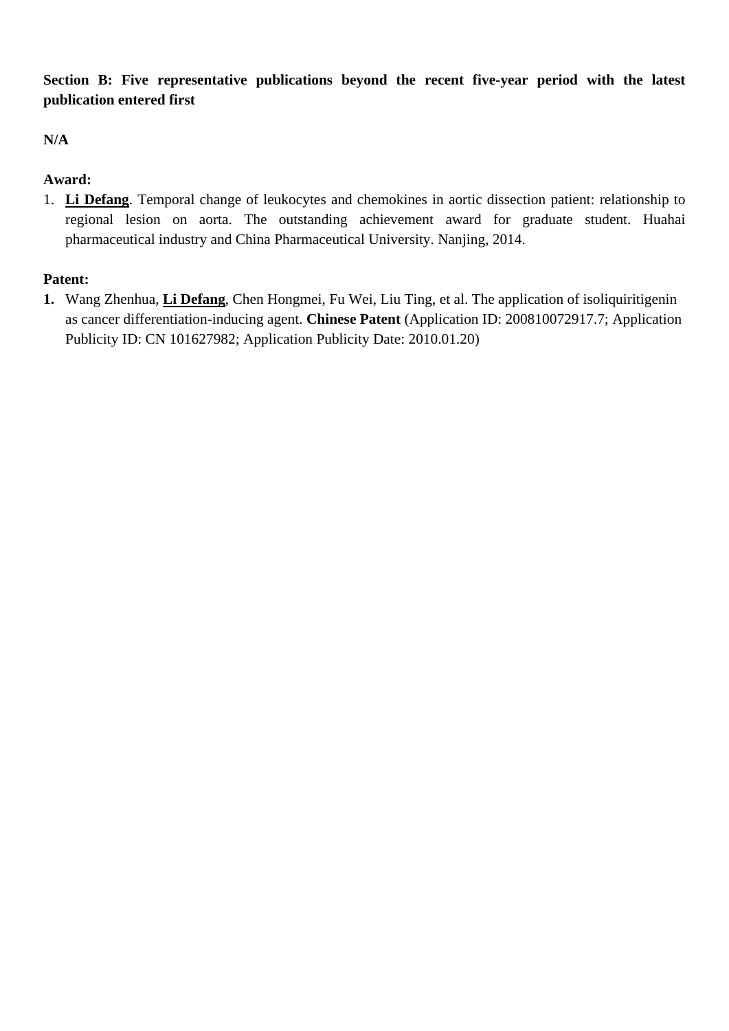**Section B: Five representative publications beyond the recent five-year period with the latest publication entered first**

**N/A**

**Award:**

1. **<u>Li Defang</u>**. Temporal change of leukocytes and chemokines in aortic dissection patient: relationship to regional lesion on aorta. The outstanding achievement award for graduate student. Huahai pharmaceutical industry and China Pharmaceutical University. Nanjing, 2014.

**Patent:**

**1.** Wang Zhenhua, **<u>Li Defang</u>**, Chen Hongmei, Fu Wei, Liu Ting, et al. The application of isoliquiritigenin as cancer differentiation-inducing agent. **Chinese Patent** (Application ID: 200810072917.7; Application Publicity ID: CN 101627982; Application Publicity Date: 2010.01.20)